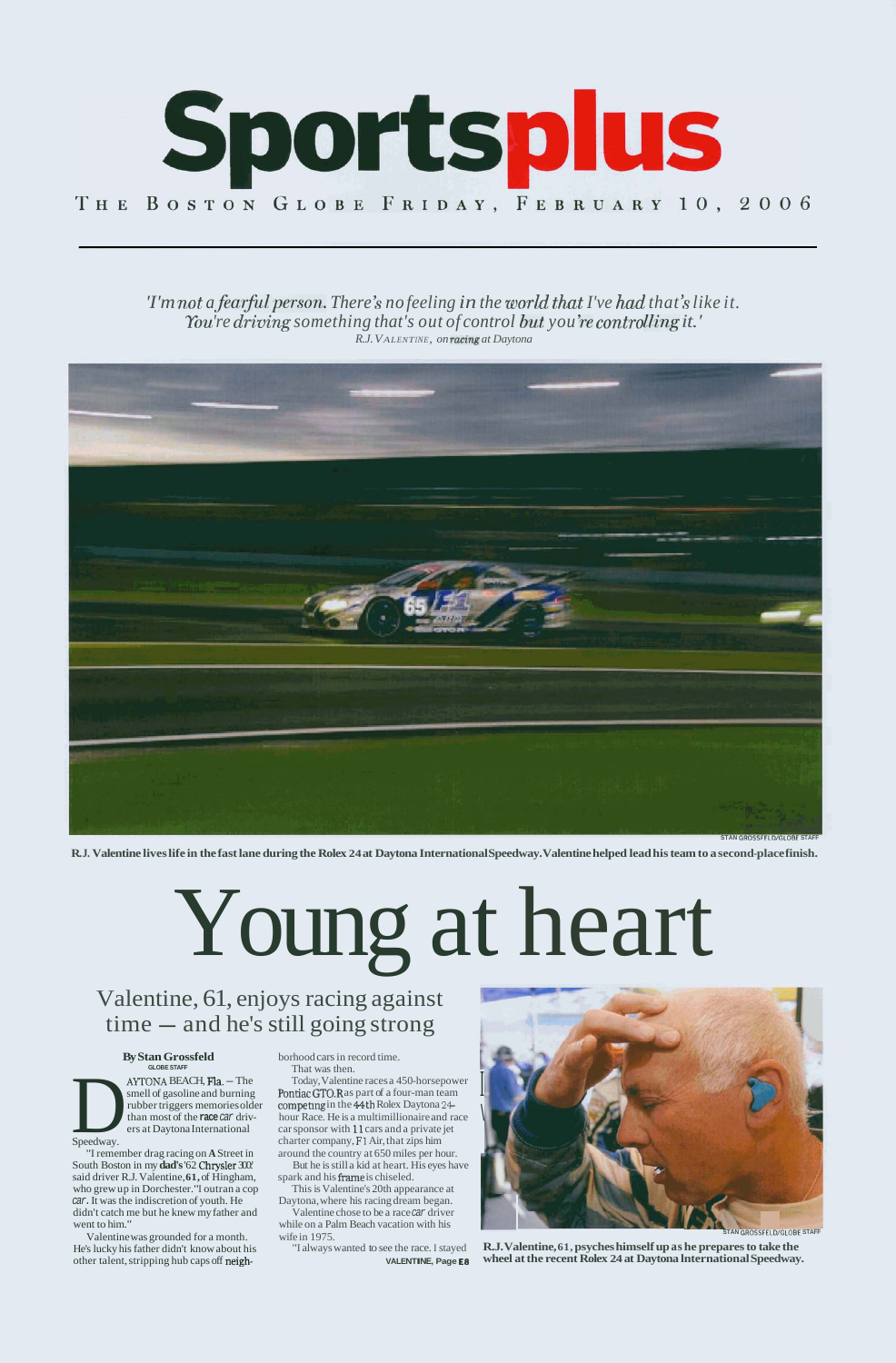# Sportsplus

THE BOSTON GLOBE FRIDAY, FEBRUARY 10, 2006

*'I'm not a fearful person. There's no feeling in the world that I've had that's like it. You're driving something that's out of control but you're controlling it.'*
*R.J. VALENTINE, on racing at Daytona*

STAN GROSSFELD/GLOBE STAFF

**R.J. Valentine lives life in the fast lane during the Rolex 24 at Daytona International Speedway. Valentine helped lead his team to a second-place finish.**

# Young at heart

## Valentine, 61, enjoys racing against time — and he's still going strong

**By Stan Grossfeld**
GLOBE STAFF

DAYTONA BEACH, Fla. — The smell of gasoline and burning rubber triggers memories older than most of the race car drivers at Daytona International Speedway.

"I remember drag racing on A Street in South Boston in my dad's '62 Chrysler 300," said driver R.J. Valentine, 61, of Hingham, who grew up in Dorchester. "I outran a cop car. It was the indiscretion of youth. He didn't catch me but he knew my father and went to him."

Valentine was grounded for a month. He's lucky his father didn't know about his other talent, stripping hub caps off neighborhood cars in record time.

That was then.

Today, Valentine races a 450-horsepower Pontiac GTO.R as part of a four-man team competing in the 44th Rolex Daytona 24-hour Race. He is a multimillionaire and race car sponsor with 11 cars and a private jet charter company, F1 Air, that zips him around the country at 650 miles per hour.

But he is still a kid at heart. His eyes have spark and his frame is chiseled.

This is Valentine's 20th appearance at Daytona, where his racing dream began.

Valentine chose to be a race car driver while on a Palm Beach vacation with his wife in 1975.

"I always wanted to see the race. I stayed

VALENTINE, Page E8

STAN GROSSFELD/GLOBE STAFF

**R.J. Valentine, 61, psyches himself up as he prepares to take the wheel at the recent Rolex 24 at Daytona International Speedway.**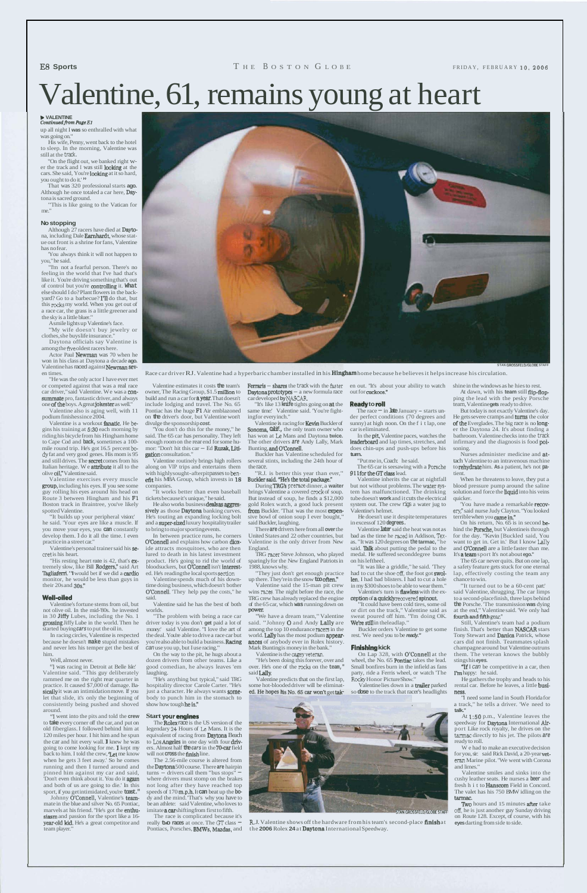# Valentine, 61, remains young at heart

**▶ VALENTINE**
*Continued from Page E1*

up all night I was so enthralled with what was going on."

His wife, Penny, went back to the hotel to sleep. In the morning, Valentine was still at the track.

"On the flight out, we banked right over the track and I was still looking at the cars. She said, You're looking at it so hard, you ought to do it.'"

That was 320 professional starts ago. Although he once totaled a car here, Daytona is sacred ground.

"This is like going to the Vatican for me."

### No stopping

Although 27 racers have died at Daytona, including Dale Earnhardt, whose statue out front is a shrine for fans, Valentine has no fear.

"You always think it will not happen to you," he said.

"I'm not a fearful person. There's no feeling in the world that I've had that's like it. You're driving something that's out of control but you're controlling it. What else should I do? Plant flowers in the backyard? Go to a barbecue? I'll do that, but this rocks my world. When you get out of a race car, the grass is a little greener and the sky is a little bluer."

A smile lights up Valentine's face.

"My wife doesn't buy jewelry or clothes, she buys life insurance."

Daytona officials say Valentine is among the five oldest racers here.

Actor Paul Newman was 70 when he won in his class at Daytona a decade ago. Valentine has raced against Newman seven times.

"He was the only actor I have ever met or competed against that was a real race car driver," said Valentine. We was a consummate pro, fantastic driver, and always one of the boys. A great jokester as well."

Valentine also is aging well, with 11 podium finishes since 2004.

Valentine is a workout fanatic. He begins his training at 5:30 each morning by riding his bicycle from his Hingham home to Cape Cod and back, sometimes a 100-mile round trip. He's got 16.5 percent body fat and very good genes. His mom is 95 and still drives. The secret comes from his Italian heritage. We attribute it all to the olive oil," Valentine said.

Valentine exercises every muscle group, including his eyes. If you see some guy rolling his eyes around his head on Route 3 between Hingham and his F1 Boston track in Braintree, you've likely spotted Valentine.

"It builds up your peripheral vision' he said. 'Your eyes are like a muscle. If you move your eyes, you can constantly develop them. I do it all the time. I even practice in a street car."

Valentine's personal trainer said his secret is his heart.

"His resting heart rate is 42, that's extremely slow, like Bill Rodgers," said Art Tagliaferri. "I would bet if we did a cardio monitor, he would be less than guys in their 20s and 30s."

### Well-oiled

Valentine's fortune stems from oil, but not olive oil. In the mid-'80s. he invested in 30 Jiffy Lubes, including the No. 1 grossing Jiffy Lube in the world. Then he started buying cars to put the oil in.

In racing circles, Valentine is respected because he doesn't make stupid mistakes and never lets his temper get the best of him.

Well, almost never.

"I was racing in Detroit at Belle Isle' Valentine said. "This guy deliberately rammed me on the right rear quarter in practice. It caused $7,000 of damage. Basically it was an intimidation move. If you let that slide, it's only the beginning of consistently being pushed and shoved around.

"I went into the pits and told the crew to take every corner off the car, and put on old fiberglass. I followed behind him at 120 miles per hour. I hit him and he spun the car and hit every wall. I knew he was going to come looking for me. I kept my back to him. I told the crew, 'Let me know when he gets 3 feet away.' So he comes running and then I turned around and pinned him against my car and said, 'Don't even think about it. You do it again and both of us are going to die.' In this sport, if you get intimidated, you're toast."

Johnny O'Connell, Valentine's teammate in the blue and silver No. 65 Pontiac, marvels at his friend. "He's got the enthusiasm and passion for the sport like a 16-year-old kid. He's a great competitor and team player."

Valentine estimates it costs the team's owner, The Racing Group, $1.5 million to build and run a car for a year. That doesn't include lodging and travel. The No. 65 Pontiac has the huge F1 Air emblazoned on the driver's door, but Valentine won't divulge the sponsorship cost.

"You don't do this for the money," he said. The 65 car has personality. They left enough room on the rear end for some humor: "Don't hit this car — Ed Ruzak, Litigation consultation."

Valentine routinely brings high rollers along on VIP trips and entertains them with highly sought-after pit passes to benefit his MBA Group, which invests in 18 companies.

"It works better than even baseball tickets because it's unique," he said.

He also works business deals as aggressively as those Daytona banking curves. He's touting an expanding locking bolt and a super-sized luxury hospitality trailer to bring to major sporting events.

In between practice runs, he corners O'Connell and explains how carbon dioxide attracts mosquitoes, who are then lured to death in his latest investment product. He's going to rid the world of bloodsuckers, but O'Connell isn't interested. He's reading the local sports section.

Valentine spends much of his downtime doing business, which doesn't bother O'Connell. 'They help pay the costs," he said.

Valentine said he has the best of both worlds.

"The problem with being a race car driver today is you don't get paid a lot of money.' said Valentine. "I love the art of the deal. You're able to drive a race car but you're also able to build a business. Racing can use you up, but I use racing."

On the way to the pit, he hugs about a dozen drivers from other teams. Like a good comedian, he always leaves 'em laughing.

"He's anything but typical," said TRG hospitality director Carole Carter. "He's just a character. He always wants somebody to punch him in the stomach to show how tough he is."

### Start your engines

The Rolex race is the US version of the legendary 24 Hours of Le Mans. It is the equivalent of racing from Daytona Beach to Los Angeles in one day with four drivers. Almost half the cars in the 70-car field will not cross the finish line.

The 2.56-mile course is altered from the Daytona 500 course. There are hairpin turns — drivers call them "bus stops" — where drivers must stomp on the brakes not long after they have reached top speeds of 170 m.p.h. It can beat up the body and the mind. 'That's why you have to be an athlete: said Valentine, who loves to imitate a car shifting from first to fifth.

The race is complicated because it's really two races at once. The GT class — Pontiacs, Porsches, BMWs, Mazdas, and Ferraris — shares the track with the faster Daytona prototypes — a new formula race car developed by NASCAR.

"It's like 13 knife fights going on at the same time' Valentine said. 'You're fighting for every inch."

Valentine is racing for Kevin Buckler of Sonoma, Calif., the only team owner who has won at Le Mans and Daytona twice. The other drivers are Andy Lally, Mark Bunting, and O'Connell.

Buckler has Valentine scheduled for several stints, including the 24th hour of the race.

"R.J. is better this year than ever," Buckler said. "He's the total package."

During TRG's prerace dinner, a waiter brings Valentine a covered crock of soup. But instead of soup, he finds a $12,000 gold Rolex watch, a good luck present from Buckler. 'That was the most expensive bowl of onion soup I ever bought," said Buckler, laughing.

There are drivers here from all over the United States and 22 other countries, but Valentine is the only driver from New England.

TRG racer Steve Johnson, who played sparingly for the New England Patriots in 1988, knows why.

"They just don't get enough practice up there. They're in the snow too often."

Valentine said the 15-man pit crew wins races. The night before the race, the TRG crew has already replaced the engine of the 65 car, which was running down on power.

"We have a dream team," Valentine said. "Johnny O and Andy Lally are among the top 10 endurance racers in the world. Lally has the most podium appearances of anybody ever in Rolex history. Mark Bunting is money in the bank."

Valentine is the cagey veteran.

"He's been doing this forever, over and over. He's one of the rocks on the team," said Lally.

Valentine predicts that on the first lap, some hot-blooded driver will be eliminated. He hopes his No. 65 car won't get taken out. "It's about your ability to watch out for cuckoos."

### Ready to roll

The race — in late January — starts under perfect conditions (70 degrees and sunny) at high noon. On the first lap, one car is eliminated.

In the pit, Valentine paces, watches the leaderboard and lap times, stretches, and does chin-ups and push-ups before his turn.

"Put me in, Coach: he said.

The 65 car is seesawing with a Porsche 911 for the GT class lead.

Valentine inherits the car at nightfall but not without problems. The water system has malfunctioned. The drinking tube doesn't work and it cuts the electrical system out. The crew rigs a water jug to Valentine's helmet.

He doesn't use it despite temperatures in excess of 120 degrees.

Valentine later said the heat was not as bad as the time he raced in Addison, Tex. "It was 120 degrees on the tarmac," he said. Talk about putting the pedal to the medal. He suffered second degree burns on his left heel.

"It was like a griddle," he said. 'They had to cut the shoe off, the foot got swollen. I had bad blisters. I had to cut a hole in my $300 shoes to be able to wear them."

Valentine's turn is flawless with the exception of a quickly recovered spinout.

"It could have been cold tires, some oil or dirt on the track," Valentine said as sweat poured off him. "I'm doing OK. We're still in the leadlap."

Buckler orders Valentine to get some rest. 'We need you to be ready."

### Finishing kick

On Lap 328, with O'Connell at the wheel, the No. 65 Pontiac takes the lead. Small bonfires burn in the infield as fans party, ride a Ferris wheel, or watch 'The Rocky Horror Picture Show."

Valentine lies down in a trailer parked so close to the track that racer's headlights shine in the windows as he hies to rest.

At dawn, with his team still flip-flopping the lead with the pesky Porsche team, Valentine gets ready to drive.

But today is not exactly Valentine's day. He gets severe cramps and turns the color of the Everglades. The big race is no longer the Daytona 24. It's about finding a bathroom. Valentine checks into the track infirmary and the diagnosis is food poisoning.

Nurses administer medicine and attach Valentine to an intravenous machine to rehydrate him. As a patient, he's not patient.

When he threatens to leave, they put a blood pressure pump around the saline solution and force the liquid into his veins quicker.

'You have made a remarkable recovery," said nurse Judy Clayton. "You looked terrible when you came in."

On his return, No. 65 is in second behind the Porsche, but Valentine is through for the day. "Kevin [Buckler] said, You want to get in. Get in.' But I know Lally and O'Connell are a little faster than me. It's a team sport It's not about ego."

The 65 car never quits. But on one lap, a safety feature gets stuck for one eternal lap, effectively costing the team any chance to win.

"It turned out to be a 60-cent part' said Valentine, shrugging. The car limps to a second-place finish, three laps behind the Porsche. 'The transmission was dying at the end," Valentine said. 'We only had fourth and fifth gear."

Still, Valentine's team had a podium finish. That's better than NASCAR stars Tony Stewart and Danica Patrick, whose cars did not finish. Teammates splash champagne around but Valentine outruns them. The veteran knows the bubbly stings his eyes.

"If I can be competitive in a car, then I'm happy: he said.

He gathers the trophy and heads to his rental car. Before he leaves, a little business.

"I need some land in South Florida for a track," he tells a driver. 'We need to talk."

At 1:50 p.m., Valentine leaves the speedway for Daytona International Airport Like rock royalty, he drives on the tarmac directly to his jet. The pilots are ready to roll.

We had to make an executive decision for you, sir: said Rick David, a 20-year veteran Marine pilot. "We went with Corona and limes."

Valentine smiles and sinks into the cushy leather seats. He nurses a beer and fresh hits to Hanscom Field in Concord. The valet has his 750 BMW idling on the tarmac.

Two hours and 15 minutes after take off, he is just another guy Sunday driving on Route 128. Except, of course, with his eyes darting from side to side.

STAN GROSSFELD/GLOBE STAFF

Race car driver R.J. Valentine had a hyperbaric chamber installed in his Hingham home because he believes it helps increase his circulation.

STAN GROSSFELD/GLOBE STAFF

R.J. Valentine shows off the hardware from his team's second-place finish at the 2006 Rolex 24 at Daytona International Speedway.